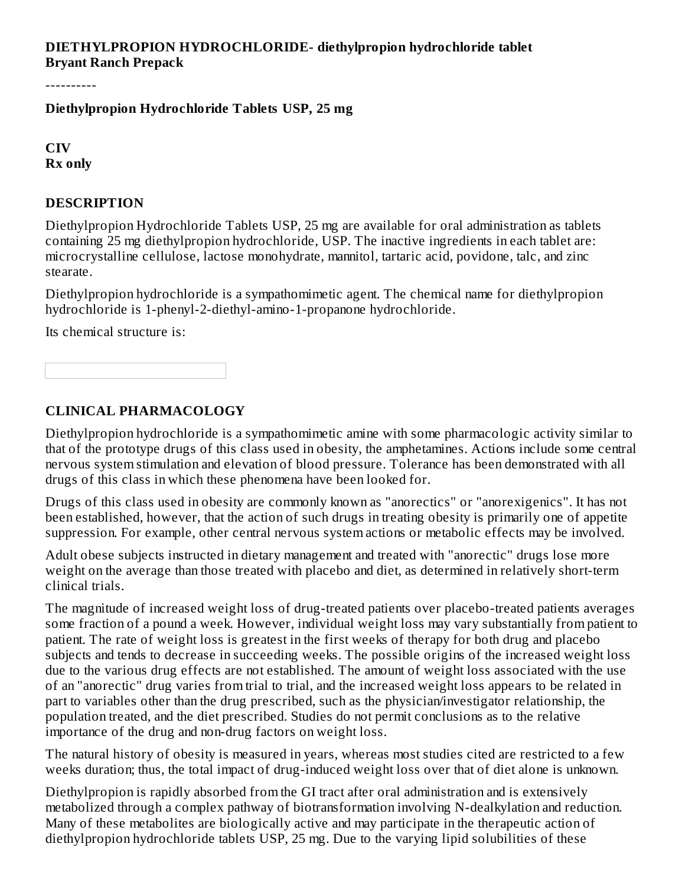**DIETHYLPROPION HYDROCHLORIDE- diethylpropion hydrochloride tablet**
**Bryant Ranch Prepack**

----------

**Diethylpropion Hydrochloride Tablets USP, 25 mg**

**CIV**
**Rx only**

## DESCRIPTION

Diethylpropion Hydrochloride Tablets USP, 25 mg are available for oral administration as tablets containing 25 mg diethylpropion hydrochloride, USP. The inactive ingredients in each tablet are: microcrystalline cellulose, lactose monohydrate, mannitol, tartaric acid, povidone, talc, and zinc stearate.

Diethylpropion hydrochloride is a sympathomimetic agent. The chemical name for diethylpropion hydrochloride is 1-phenyl-2-diethyl-amino-1-propanone hydrochloride.

Its chemical structure is:

## CLINICAL PHARMACOLOGY

Diethylpropion hydrochloride is a sympathomimetic amine with some pharmacologic activity similar to that of the prototype drugs of this class used in obesity, the amphetamines. Actions include some central nervous system stimulation and elevation of blood pressure. Tolerance has been demonstrated with all drugs of this class in which these phenomena have been looked for.

Drugs of this class used in obesity are commonly known as "anorectics" or "anorexigenics". It has not been established, however, that the action of such drugs in treating obesity is primarily one of appetite suppression. For example, other central nervous system actions or metabolic effects may be involved.

Adult obese subjects instructed in dietary management and treated with "anorectic" drugs lose more weight on the average than those treated with placebo and diet, as determined in relatively short-term clinical trials.

The magnitude of increased weight loss of drug-treated patients over placebo-treated patients averages some fraction of a pound a week. However, individual weight loss may vary substantially from patient to patient. The rate of weight loss is greatest in the first weeks of therapy for both drug and placebo subjects and tends to decrease in succeeding weeks. The possible origins of the increased weight loss due to the various drug effects are not established. The amount of weight loss associated with the use of an "anorectic" drug varies from trial to trial, and the increased weight loss appears to be related in part to variables other than the drug prescribed, such as the physician/investigator relationship, the population treated, and the diet prescribed. Studies do not permit conclusions as to the relative importance of the drug and non-drug factors on weight loss.

The natural history of obesity is measured in years, whereas most studies cited are restricted to a few weeks duration; thus, the total impact of drug-induced weight loss over that of diet alone is unknown.

Diethylpropion is rapidly absorbed from the GI tract after oral administration and is extensively metabolized through a complex pathway of biotransformation involving N-dealkylation and reduction. Many of these metabolites are biologically active and may participate in the therapeutic action of diethylpropion hydrochloride tablets USP, 25 mg. Due to the varying lipid solubilities of these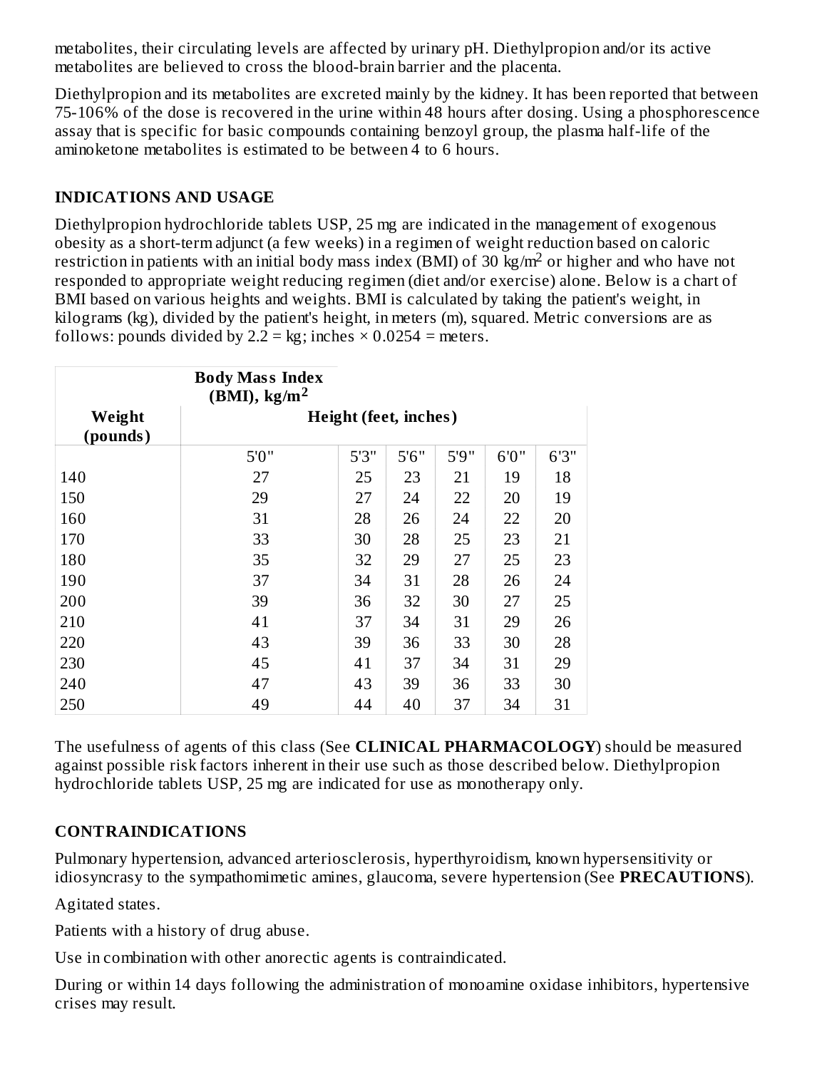metabolites, their circulating levels are affected by urinary pH. Diethylpropion and/or its active metabolites are believed to cross the blood-brain barrier and the placenta.

Diethylpropion and its metabolites are excreted mainly by the kidney. It has been reported that between 75-106% of the dose is recovered in the urine within 48 hours after dosing. Using a phosphorescence assay that is specific for basic compounds containing benzoyl group, the plasma half-life of the aminoketone metabolites is estimated to be between 4 to 6 hours.

## INDICATIONS AND USAGE

Diethylpropion hydrochloride tablets USP, 25 mg are indicated in the management of exogenous obesity as a short-term adjunct (a few weeks) in a regimen of weight reduction based on caloric restriction in patients with an initial body mass index (BMI) of 30 $kg/m^2$ or higher and who have not responded to appropriate weight reducing regimen (diet and/or exercise) alone. Below is a chart of BMI based on various heights and weights. BMI is calculated by taking the patient's weight, in kilograms (kg), divided by the patient's height, in meters (m), squared. Metric conversions are as follows: pounds divided by 2.2 = kg; inches × 0.0254 = meters.

| | **Body Mass Index (BMI), $kg/m^2$** | | | | | |
|---|---|---|---|---|---|---|
| **Weight (pounds)** | **Height (feet, inches)** | | | | | |
| | 5'0" | 5'3" | 5'6" | 5'9" | 6'0" | 6'3" |
| 140 | 27 | 25 | 23 | 21 | 19 | 18 |
| 150 | 29 | 27 | 24 | 22 | 20 | 19 |
| 160 | 31 | 28 | 26 | 24 | 22 | 20 |
| 170 | 33 | 30 | 28 | 25 | 23 | 21 |
| 180 | 35 | 32 | 29 | 27 | 25 | 23 |
| 190 | 37 | 34 | 31 | 28 | 26 | 24 |
| 200 | 39 | 36 | 32 | 30 | 27 | 25 |
| 210 | 41 | 37 | 34 | 31 | 29 | 26 |
| 220 | 43 | 39 | 36 | 33 | 30 | 28 |
| 230 | 45 | 41 | 37 | 34 | 31 | 29 |
| 240 | 47 | 43 | 39 | 36 | 33 | 30 |
| 250 | 49 | 44 | 40 | 37 | 34 | 31 |

The usefulness of agents of this class (See **CLINICAL PHARMACOLOGY**) should be measured against possible risk factors inherent in their use such as those described below. Diethylpropion hydrochloride tablets USP, 25 mg are indicated for use as monotherapy only.

## CONTRAINDICATIONS

Pulmonary hypertension, advanced arteriosclerosis, hyperthyroidism, known hypersensitivity or idiosyncrasy to the sympathomimetic amines, glaucoma, severe hypertension (See **PRECAUTIONS**).

Agitated states.

Patients with a history of drug abuse.

Use in combination with other anorectic agents is contraindicated.

During or within 14 days following the administration of monoamine oxidase inhibitors, hypertensive crises may result.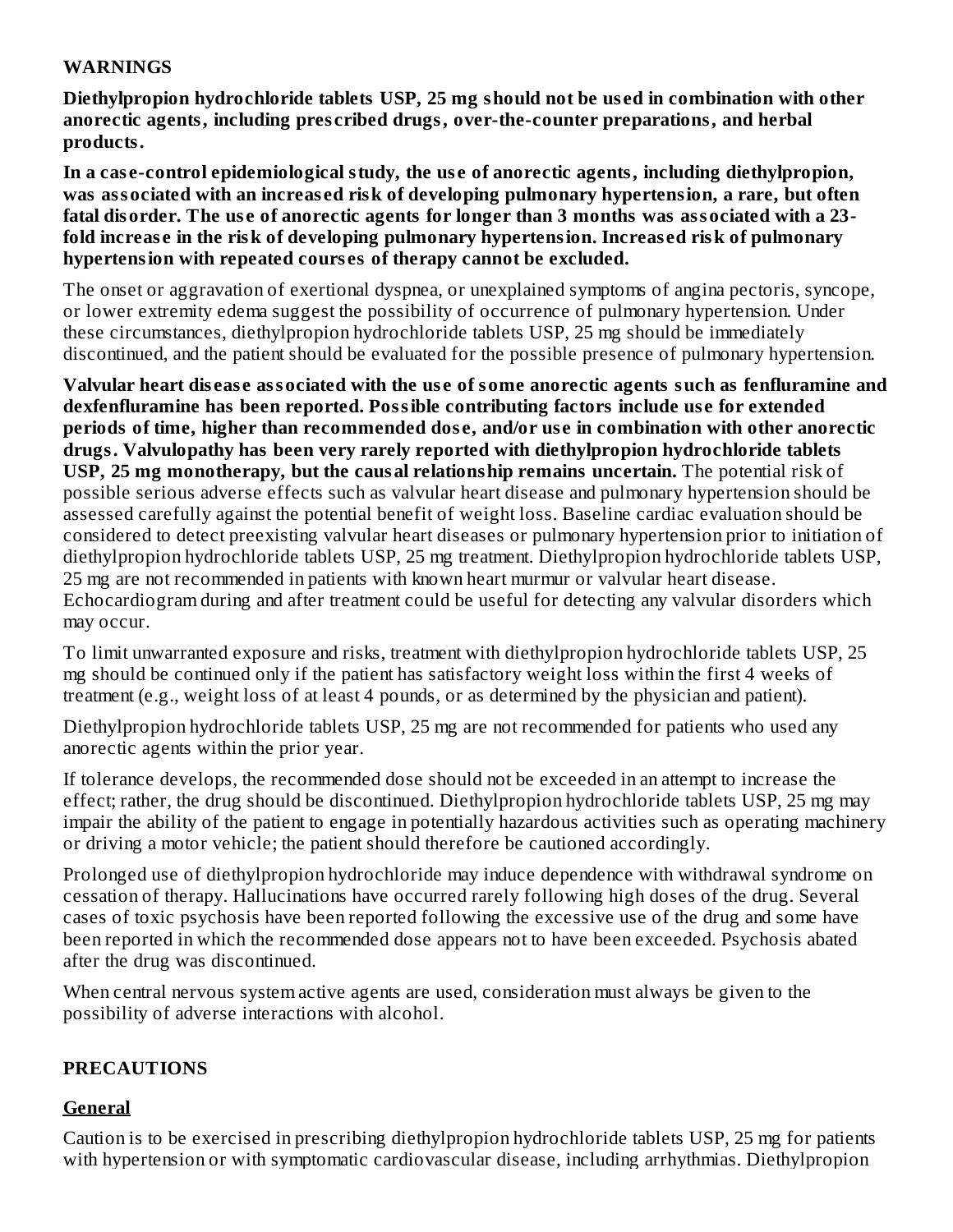## WARNINGS

**Diethylpropion hydrochloride tablets USP, 25 mg should not be used in combination with other anorectic agents, including prescribed drugs, over-the-counter preparations, and herbal products.**

**In a case-control epidemiological study, the use of anorectic agents, including diethylpropion, was associated with an increased risk of developing pulmonary hypertension, a rare, but often fatal disorder. The use of anorectic agents for longer than 3 months was associated with a 23-fold increase in the risk of developing pulmonary hypertension. Increased risk of pulmonary hypertension with repeated courses of therapy cannot be excluded.**

The onset or aggravation of exertional dyspnea, or unexplained symptoms of angina pectoris, syncope, or lower extremity edema suggest the possibility of occurrence of pulmonary hypertension. Under these circumstances, diethylpropion hydrochloride tablets USP, 25 mg should be immediately discontinued, and the patient should be evaluated for the possible presence of pulmonary hypertension.

**Valvular heart disease associated with the use of some anorectic agents such as fenfluramine and dexfenfluramine has been reported. Possible contributing factors include use for extended periods of time, higher than recommended dose, and/or use in combination with other anorectic drugs. Valvulopathy has been very rarely reported with diethylpropion hydrochloride tablets USP, 25 mg monotherapy, but the causal relationship remains uncertain.** The potential risk of possible serious adverse effects such as valvular heart disease and pulmonary hypertension should be assessed carefully against the potential benefit of weight loss. Baseline cardiac evaluation should be considered to detect preexisting valvular heart diseases or pulmonary hypertension prior to initiation of diethylpropion hydrochloride tablets USP, 25 mg treatment. Diethylpropion hydrochloride tablets USP, 25 mg are not recommended in patients with known heart murmur or valvular heart disease. Echocardiogram during and after treatment could be useful for detecting any valvular disorders which may occur.

To limit unwarranted exposure and risks, treatment with diethylpropion hydrochloride tablets USP, 25 mg should be continued only if the patient has satisfactory weight loss within the first 4 weeks of treatment (e.g., weight loss of at least 4 pounds, or as determined by the physician and patient).

Diethylpropion hydrochloride tablets USP, 25 mg are not recommended for patients who used any anorectic agents within the prior year.

If tolerance develops, the recommended dose should not be exceeded in an attempt to increase the effect; rather, the drug should be discontinued. Diethylpropion hydrochloride tablets USP, 25 mg may impair the ability of the patient to engage in potentially hazardous activities such as operating machinery or driving a motor vehicle; the patient should therefore be cautioned accordingly.

Prolonged use of diethylpropion hydrochloride may induce dependence with withdrawal syndrome on cessation of therapy. Hallucinations have occurred rarely following high doses of the drug. Several cases of toxic psychosis have been reported following the excessive use of the drug and some have been reported in which the recommended dose appears not to have been exceeded. Psychosis abated after the drug was discontinued.

When central nervous system active agents are used, consideration must always be given to the possibility of adverse interactions with alcohol.

## PRECAUTIONS

### General

Caution is to be exercised in prescribing diethylpropion hydrochloride tablets USP, 25 mg for patients with hypertension or with symptomatic cardiovascular disease, including arrhythmias. Diethylpropion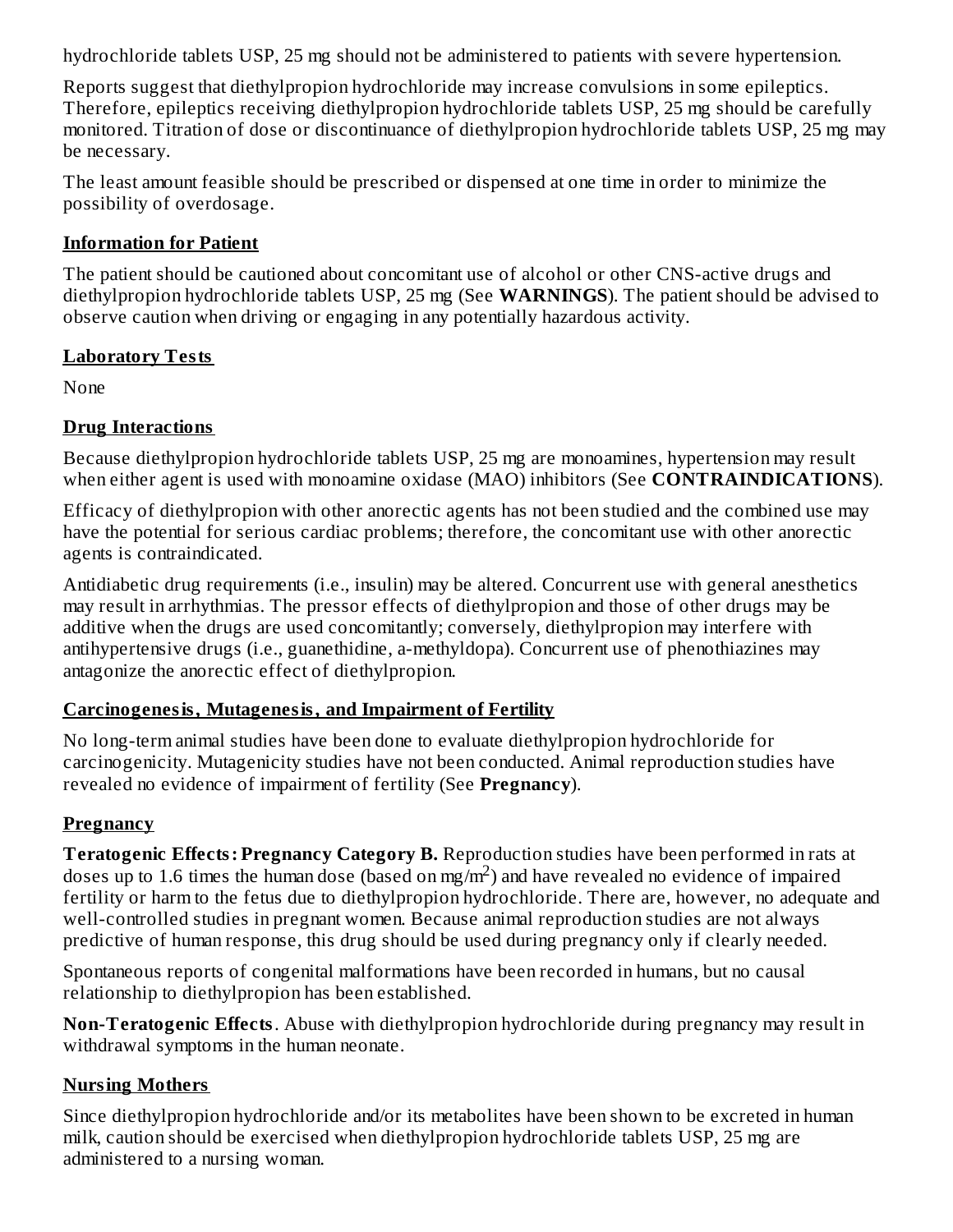hydrochloride tablets USP, 25 mg should not be administered to patients with severe hypertension.

Reports suggest that diethylpropion hydrochloride may increase convulsions in some epileptics. Therefore, epileptics receiving diethylpropion hydrochloride tablets USP, 25 mg should be carefully monitored. Titration of dose or discontinuance of diethylpropion hydrochloride tablets USP, 25 mg may be necessary.

The least amount feasible should be prescribed or dispensed at one time in order to minimize the possibility of overdosage.

## Information for Patient

The patient should be cautioned about concomitant use of alcohol or other CNS-active drugs and diethylpropion hydrochloride tablets USP, 25 mg (See **WARNINGS**). The patient should be advised to observe caution when driving or engaging in any potentially hazardous activity.

## Laboratory Tests

None

## Drug Interactions

Because diethylpropion hydrochloride tablets USP, 25 mg are monoamines, hypertension may result when either agent is used with monoamine oxidase (MAO) inhibitors (See **CONTRAINDICATIONS**).

Efficacy of diethylpropion with other anorectic agents has not been studied and the combined use may have the potential for serious cardiac problems; therefore, the concomitant use with other anorectic agents is contraindicated.

Antidiabetic drug requirements (i.e., insulin) may be altered. Concurrent use with general anesthetics may result in arrhythmias. The pressor effects of diethylpropion and those of other drugs may be additive when the drugs are used concomitantly; conversely, diethylpropion may interfere with antihypertensive drugs (i.e., guanethidine, a-methyldopa). Concurrent use of phenothiazines may antagonize the anorectic effect of diethylpropion.

## Carcinogenesis, Mutagenesis, and Impairment of Fertility

No long-term animal studies have been done to evaluate diethylpropion hydrochloride for carcinogenicity. Mutagenicity studies have not been conducted. Animal reproduction studies have revealed no evidence of impairment of fertility (See **Pregnancy**).

## Pregnancy

**Teratogenic Effects: Pregnancy Category B.** Reproduction studies have been performed in rats at doses up to 1.6 times the human dose (based on $mg/m^2$) and have revealed no evidence of impaired fertility or harm to the fetus due to diethylpropion hydrochloride. There are, however, no adequate and well-controlled studies in pregnant women. Because animal reproduction studies are not always predictive of human response, this drug should be used during pregnancy only if clearly needed.

Spontaneous reports of congenital malformations have been recorded in humans, but no causal relationship to diethylpropion has been established.

**Non-Teratogenic Effects**. Abuse with diethylpropion hydrochloride during pregnancy may result in withdrawal symptoms in the human neonate.

## Nursing Mothers

Since diethylpropion hydrochloride and/or its metabolites have been shown to be excreted in human milk, caution should be exercised when diethylpropion hydrochloride tablets USP, 25 mg are administered to a nursing woman.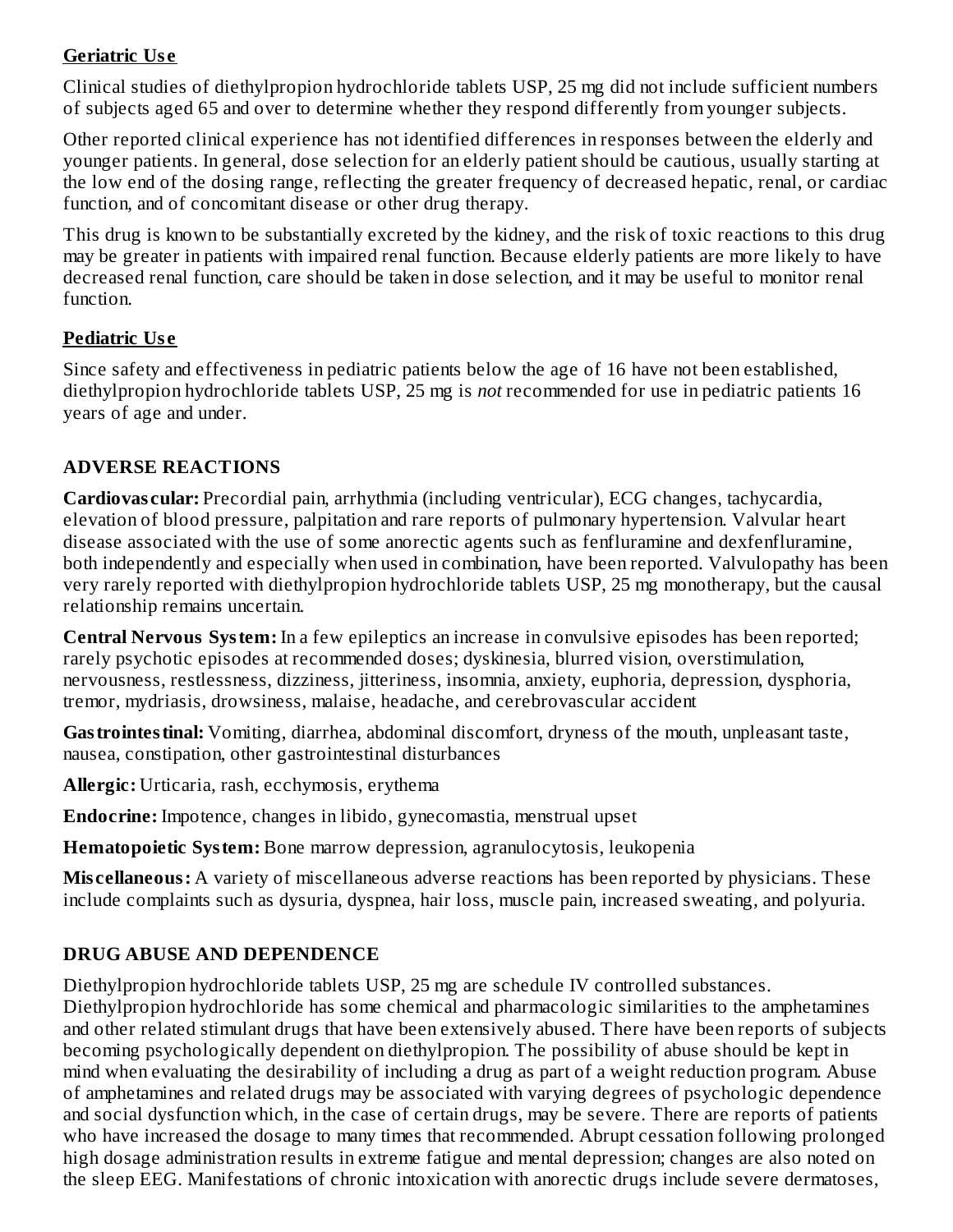**Geriatric Use**

Clinical studies of diethylpropion hydrochloride tablets USP, 25 mg did not include sufficient numbers of subjects aged 65 and over to determine whether they respond differently from younger subjects.

Other reported clinical experience has not identified differences in responses between the elderly and younger patients. In general, dose selection for an elderly patient should be cautious, usually starting at the low end of the dosing range, reflecting the greater frequency of decreased hepatic, renal, or cardiac function, and of concomitant disease or other drug therapy.

This drug is known to be substantially excreted by the kidney, and the risk of toxic reactions to this drug may be greater in patients with impaired renal function. Because elderly patients are more likely to have decreased renal function, care should be taken in dose selection, and it may be useful to monitor renal function.

**Pediatric Use**

Since safety and effectiveness in pediatric patients below the age of 16 have not been established, diethylpropion hydrochloride tablets USP, 25 mg is *not* recommended for use in pediatric patients 16 years of age and under.

## ADVERSE REACTIONS

**Cardiovascular:** Precordial pain, arrhythmia (including ventricular), ECG changes, tachycardia, elevation of blood pressure, palpitation and rare reports of pulmonary hypertension. Valvular heart disease associated with the use of some anorectic agents such as fenfluramine and dexfenfluramine, both independently and especially when used in combination, have been reported. Valvulopathy has been very rarely reported with diethylpropion hydrochloride tablets USP, 25 mg monotherapy, but the causal relationship remains uncertain.

**Central Nervous System:** In a few epileptics an increase in convulsive episodes has been reported; rarely psychotic episodes at recommended doses; dyskinesia, blurred vision, overstimulation, nervousness, restlessness, dizziness, jitteriness, insomnia, anxiety, euphoria, depression, dysphoria, tremor, mydriasis, drowsiness, malaise, headache, and cerebrovascular accident

**Gastrointestinal:** Vomiting, diarrhea, abdominal discomfort, dryness of the mouth, unpleasant taste, nausea, constipation, other gastrointestinal disturbances

**Allergic:** Urticaria, rash, ecchymosis, erythema

**Endocrine:** Impotence, changes in libido, gynecomastia, menstrual upset

**Hematopoietic System:** Bone marrow depression, agranulocytosis, leukopenia

**Miscellaneous:** A variety of miscellaneous adverse reactions has been reported by physicians. These include complaints such as dysuria, dyspnea, hair loss, muscle pain, increased sweating, and polyuria.

## DRUG ABUSE AND DEPENDENCE

Diethylpropion hydrochloride tablets USP, 25 mg are schedule IV controlled substances. Diethylpropion hydrochloride has some chemical and pharmacologic similarities to the amphetamines and other related stimulant drugs that have been extensively abused. There have been reports of subjects becoming psychologically dependent on diethylpropion. The possibility of abuse should be kept in mind when evaluating the desirability of including a drug as part of a weight reduction program. Abuse of amphetamines and related drugs may be associated with varying degrees of psychologic dependence and social dysfunction which, in the case of certain drugs, may be severe. There are reports of patients who have increased the dosage to many times that recommended. Abrupt cessation following prolonged high dosage administration results in extreme fatigue and mental depression; changes are also noted on the sleep EEG. Manifestations of chronic intoxication with anorectic drugs include severe dermatoses,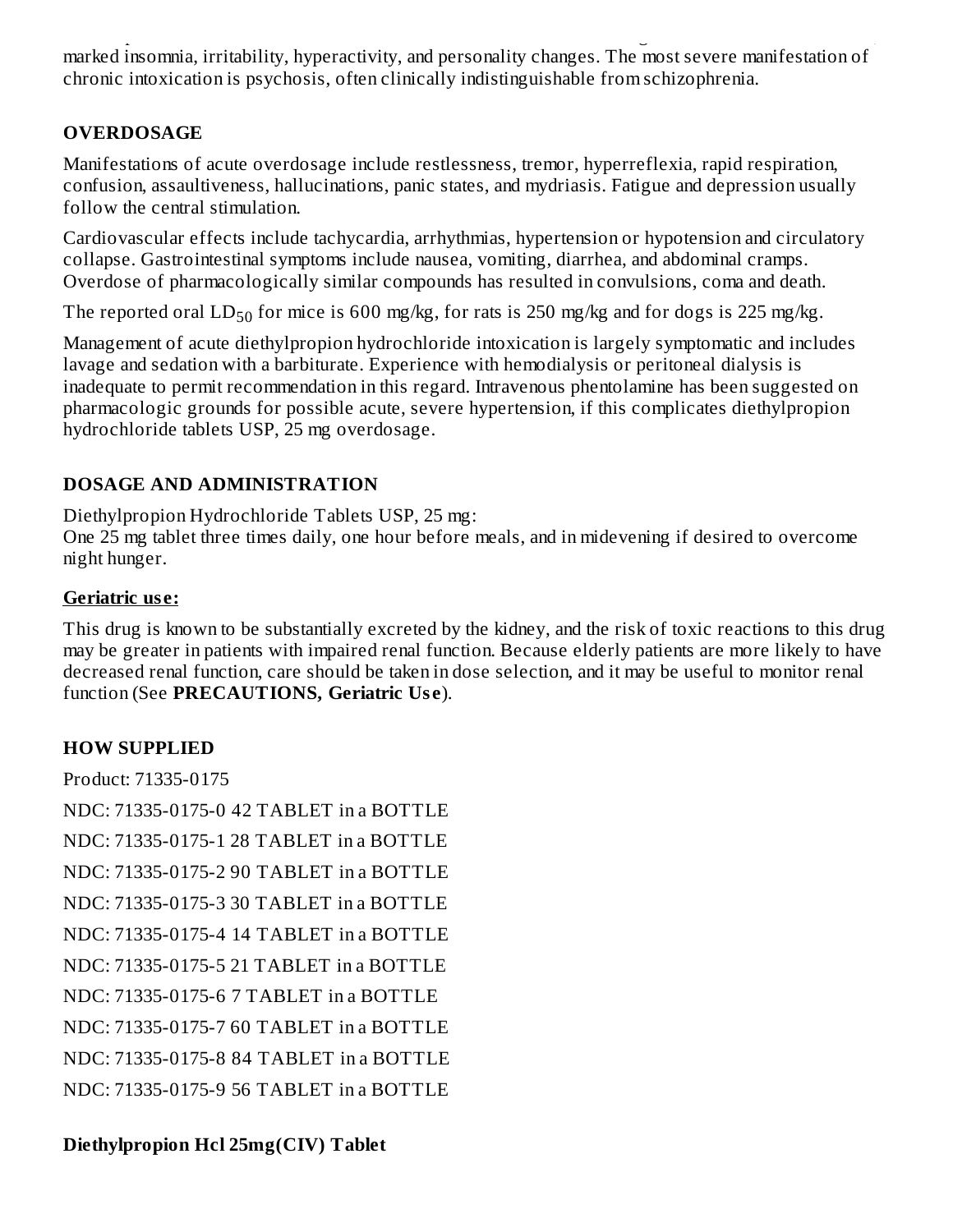marked insomnia, irritability, hyperactivity, and personality changes. The most severe manifestation of chronic intoxication is psychosis, often clinically indistinguishable from schizophrenia.

## OVERDOSAGE

Manifestations of acute overdosage include restlessness, tremor, hyperreflexia, rapid respiration, confusion, assaultiveness, hallucinations, panic states, and mydriasis. Fatigue and depression usually follow the central stimulation.

Cardiovascular effects include tachycardia, arrhythmias, hypertension or hypotension and circulatory collapse. Gastrointestinal symptoms include nausea, vomiting, diarrhea, and abdominal cramps. Overdose of pharmacologically similar compounds has resulted in convulsions, coma and death.

The reported oral $LD_{50}$ for mice is 600 mg/kg, for rats is 250 mg/kg and for dogs is 225 mg/kg.

Management of acute diethylpropion hydrochloride intoxication is largely symptomatic and includes lavage and sedation with a barbiturate. Experience with hemodialysis or peritoneal dialysis is inadequate to permit recommendation in this regard. Intravenous phentolamine has been suggested on pharmacologic grounds for possible acute, severe hypertension, if this complicates diethylpropion hydrochloride tablets USP, 25 mg overdosage.

## DOSAGE AND ADMINISTRATION

Diethylpropion Hydrochloride Tablets USP, 25 mg:
One 25 mg tablet three times daily, one hour before meals, and in midevening if desired to overcome night hunger.

**Geriatric use:**

This drug is known to be substantially excreted by the kidney, and the risk of toxic reactions to this drug may be greater in patients with impaired renal function. Because elderly patients are more likely to have decreased renal function, care should be taken in dose selection, and it may be useful to monitor renal function (See **PRECAUTIONS, Geriatric Use**).

## HOW SUPPLIED

Product: 71335-0175

NDC: 71335-0175-0 42 TABLET in a BOTTLE

NDC: 71335-0175-1 28 TABLET in a BOTTLE

NDC: 71335-0175-2 90 TABLET in a BOTTLE

NDC: 71335-0175-3 30 TABLET in a BOTTLE

NDC: 71335-0175-4 14 TABLET in a BOTTLE

NDC: 71335-0175-5 21 TABLET in a BOTTLE

NDC: 71335-0175-6 7 TABLET in a BOTTLE

NDC: 71335-0175-7 60 TABLET in a BOTTLE

NDC: 71335-0175-8 84 TABLET in a BOTTLE

NDC: 71335-0175-9 56 TABLET in a BOTTLE

**Diethylpropion Hcl 25mg(CIV) Tablet**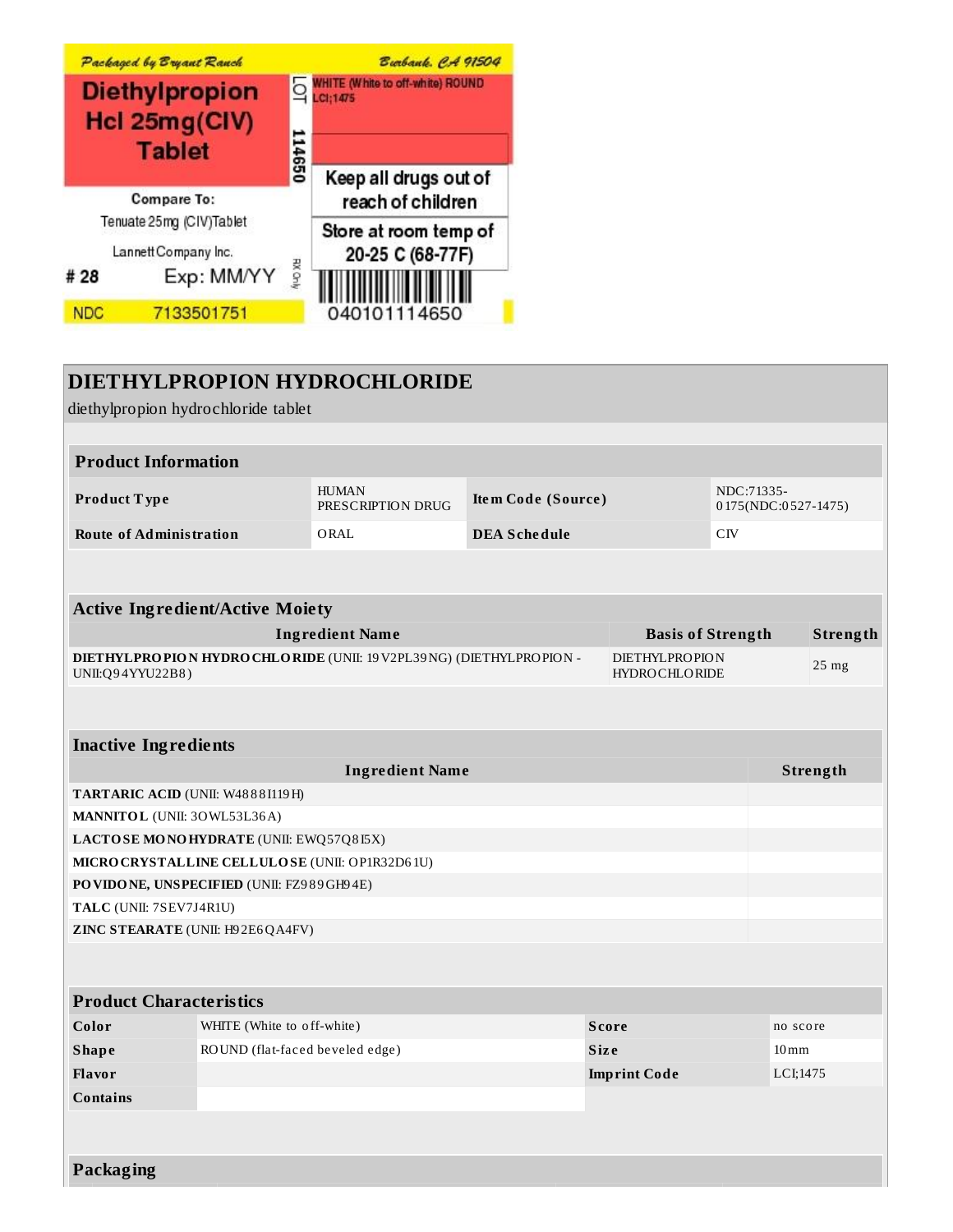Packaged by Bryant Ranch

Burbank, CA 91504

**Diethylpropion Hcl 25mg(CIV) Tablet**

LOT 114650

WHITE (White to off-white) ROUND LCI;1475

Keep all drugs out of reach of children

Store at room temp of 20-25 C (68-77F)

Compare To:

Tenuate 25mg (CIV)Tablet

Lannett Company Inc.

# 28 Exp: MM/YY

RX Only

NDC 7133501751

040101114650

# DIETHYLPROPION HYDROCHLORIDE

diethylpropion hydrochloride tablet

## Product Information

| | | | |
|---|---|---|---|
| **Product Type** | HUMAN PRESCRIPTION DRUG | **Item Code (Source)** | NDC:71335-0175(NDC:0527-1475) |
| **Route of Administration** | ORAL | **DEA Schedule** | CIV |

## Active Ingredient/Active Moiety

| Ingredient Name | Basis of Strength | Strength |
|---|---|---|
| **DIETHYLPROPION HYDROCHLORIDE** (UNII: 19V2PL39NG) (DIETHYLPROPION - UNII:Q94YYU22B8) | DIETHYLPROPION HYDROCHLORIDE | 25 mg |

## Inactive Ingredients

| Ingredient Name | Strength |
|---|---|
| **TARTARIC ACID** (UNII: W4888I119H) | |
| **MANNITOL** (UNII: 3OWL53L36A) | |
| **LACTOSE MONOHYDRATE** (UNII: EWQ57Q8I5X) | |
| **MICROCRYSTALLINE CELLULOSE** (UNII: OP1R32D61U) | |
| **POVIDONE, UNSPECIFIED** (UNII: FZ989GH94E) | |
| **TALC** (UNII: 7SEV7J4R1U) | |
| **ZINC STEARATE** (UNII: H92E6QA4FV) | |

## Product Characteristics

| | | | |
|---|---|---|---|
| **Color** | WHITE (White to off-white) | **Score** | no score |
| **Shape** | ROUND (flat-faced beveled edge) | **Size** | 10mm |
| **Flavor** | | **Imprint Code** | LCI;1475 |
| **Contains** | | | |

## Packaging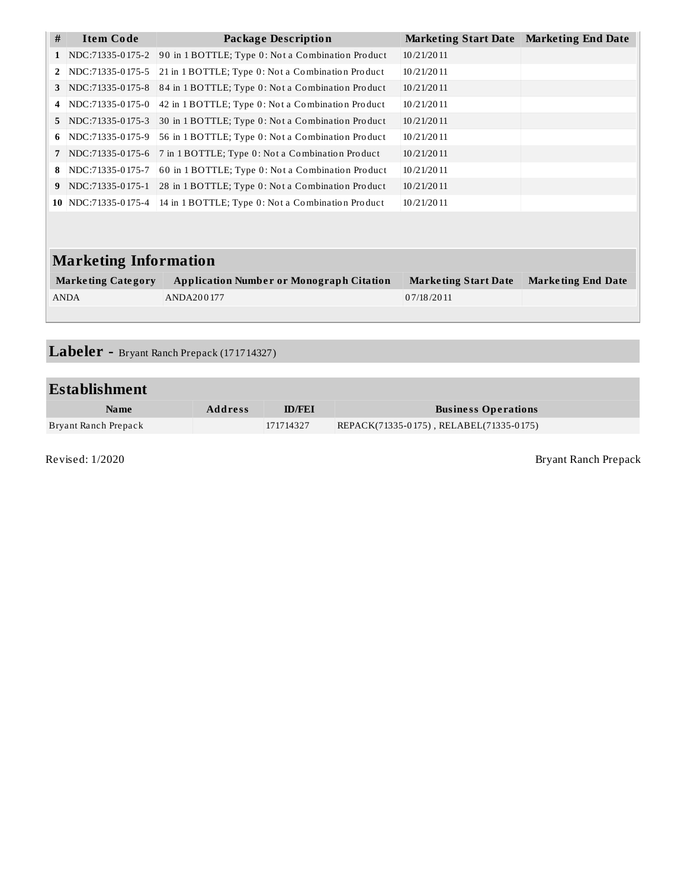| # | Item Code | Package Description | Marketing Start Date | Marketing End Date |
|---|---|---|---|---|
| 1 | NDC:71335-0175-2 | 90 in 1 BOTTLE; Type 0: Not a Combination Product | 10/21/2011 | |
| 2 | NDC:71335-0175-5 | 21 in 1 BOTTLE; Type 0: Not a Combination Product | 10/21/2011 | |
| 3 | NDC:71335-0175-8 | 84 in 1 BOTTLE; Type 0: Not a Combination Product | 10/21/2011 | |
| 4 | NDC:71335-0175-0 | 42 in 1 BOTTLE; Type 0: Not a Combination Product | 10/21/2011 | |
| 5 | NDC:71335-0175-3 | 30 in 1 BOTTLE; Type 0: Not a Combination Product | 10/21/2011 | |
| 6 | NDC:71335-0175-9 | 56 in 1 BOTTLE; Type 0: Not a Combination Product | 10/21/2011 | |
| 7 | NDC:71335-0175-6 | 7 in 1 BOTTLE; Type 0: Not a Combination Product | 10/21/2011 | |
| 8 | NDC:71335-0175-7 | 60 in 1 BOTTLE; Type 0: Not a Combination Product | 10/21/2011 | |
| 9 | NDC:71335-0175-1 | 28 in 1 BOTTLE; Type 0: Not a Combination Product | 10/21/2011 | |
| 10 | NDC:71335-0175-4 | 14 in 1 BOTTLE; Type 0: Not a Combination Product | 10/21/2011 | |

## Marketing Information

| Marketing Category | Application Number or Monograph Citation | Marketing Start Date | Marketing End Date |
|---|---|---|---|
| ANDA | ANDA200177 | 07/18/2011 | |

## Labeler - Bryant Ranch Prepack (171714327)

## Establishment

| Name | Address | ID/FEI | Business Operations |
|---|---|---|---|
| Bryant Ranch Prepack | | 171714327 | REPACK(71335-0175) , RELABEL(71335-0175) |

Revised: 1/2020

Bryant Ranch Prepack